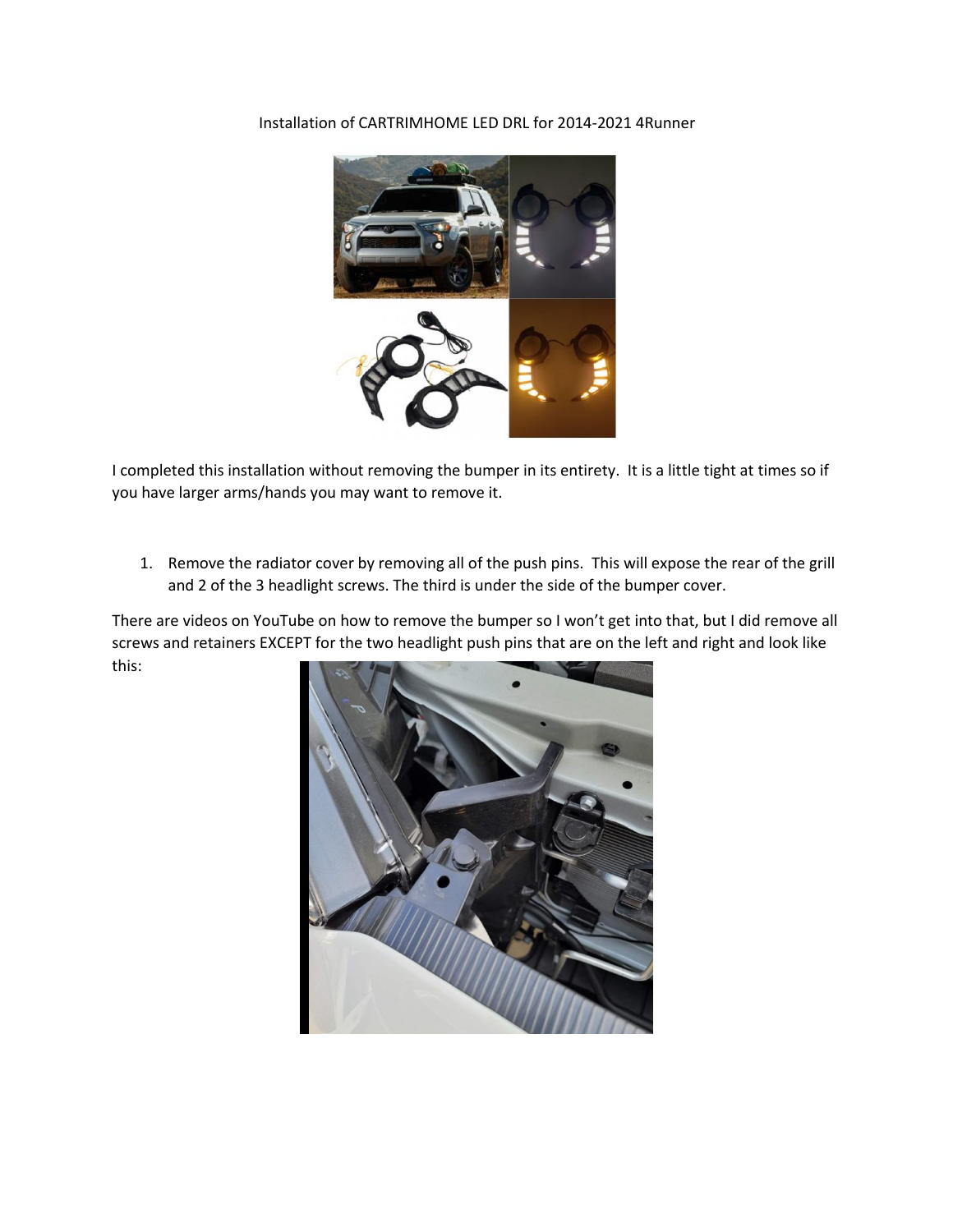Installation of CARTRIMHOME LED DRL for 2014-2021 4Runner

I completed this installation without removing the bumper in its entirety. It is a little tight at times so if you have larger arms/hands you may want to remove it.

1. Remove the radiator cover by removing all of the push pins. This will expose the rear of the grill and 2 of the 3 headlight screws. The third is under the side of the bumper cover.

There are videos on YouTube on how to remove the bumper so I won't get into that, but I did remove all screws and retainers EXCEPT for the two headlight push pins that are on the left and right and look like this: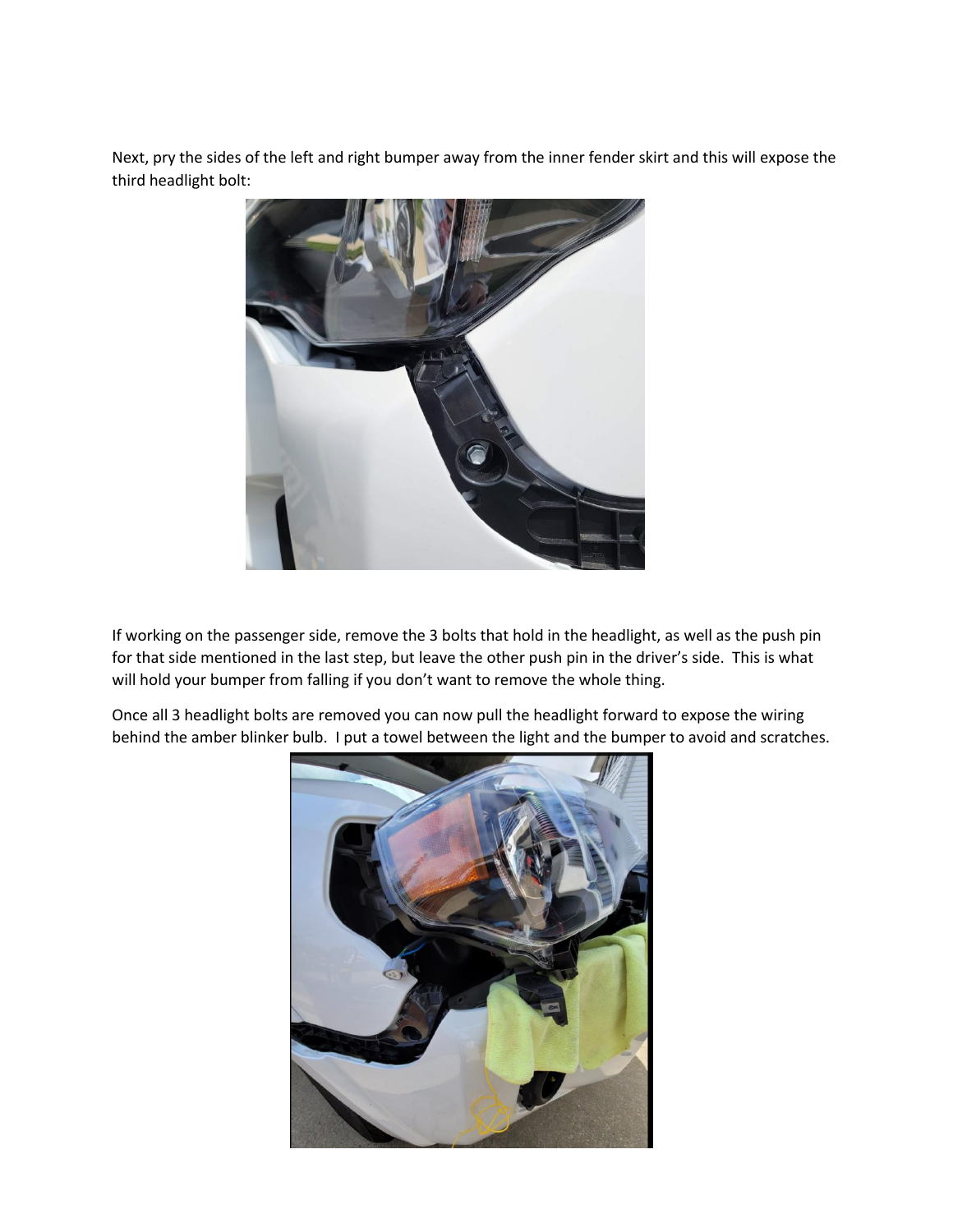Next, pry the sides of the left and right bumper away from the inner fender skirt and this will expose the third headlight bolt:

If working on the passenger side, remove the 3 bolts that hold in the headlight, as well as the push pin for that side mentioned in the last step, but leave the other push pin in the driver's side. This is what will hold your bumper from falling if you don't want to remove the whole thing.

Once all 3 headlight bolts are removed you can now pull the headlight forward to expose the wiring behind the amber blinker bulb. I put a towel between the light and the bumper to avoid and scratches.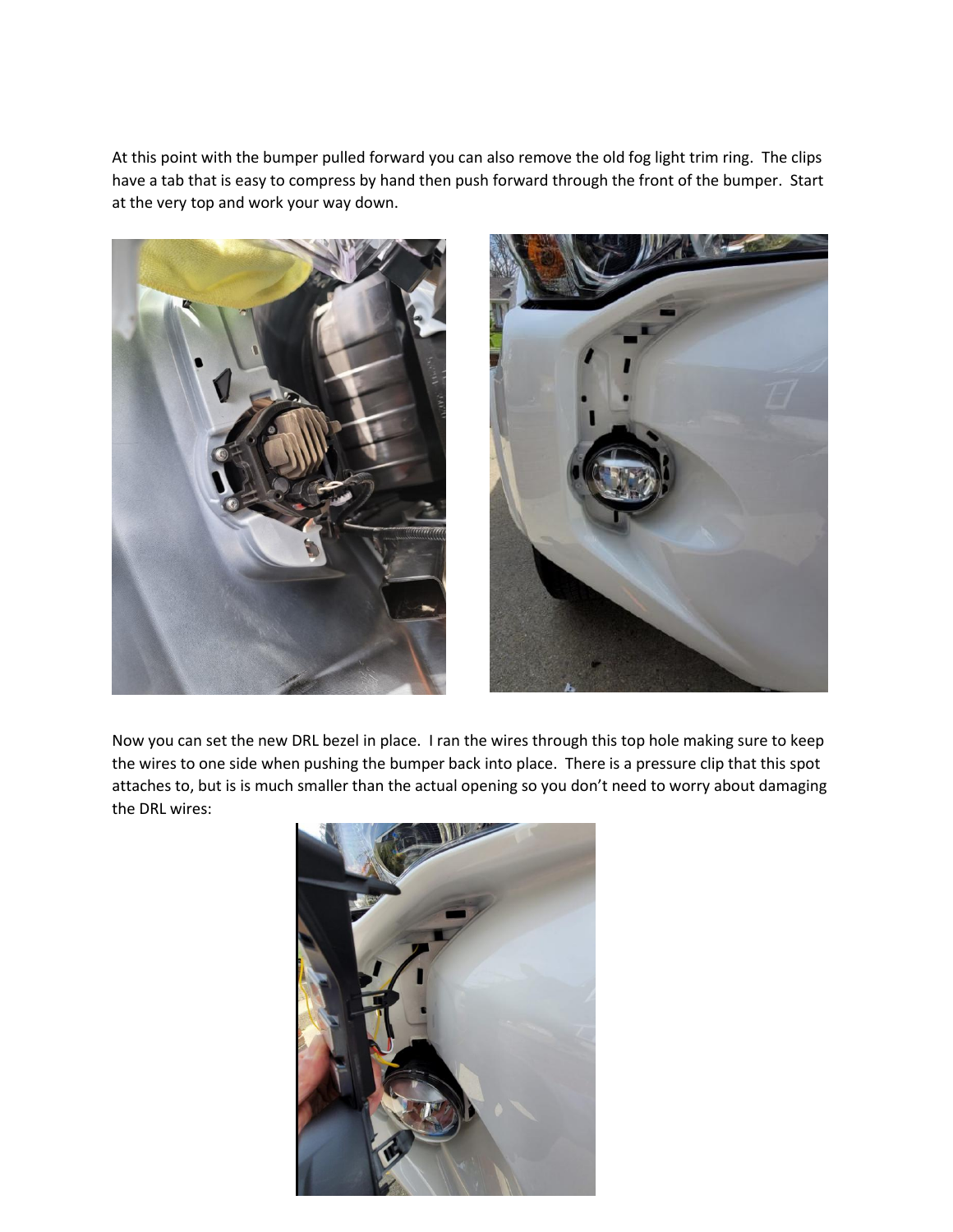At this point with the bumper pulled forward you can also remove the old fog light trim ring. The clips have a tab that is easy to compress by hand then push forward through the front of the bumper. Start at the very top and work your way down.

Now you can set the new DRL bezel in place. I ran the wires through this top hole making sure to keep the wires to one side when pushing the bumper back into place. There is a pressure clip that this spot attaches to, but is is much smaller than the actual opening so you don't need to worry about damaging the DRL wires: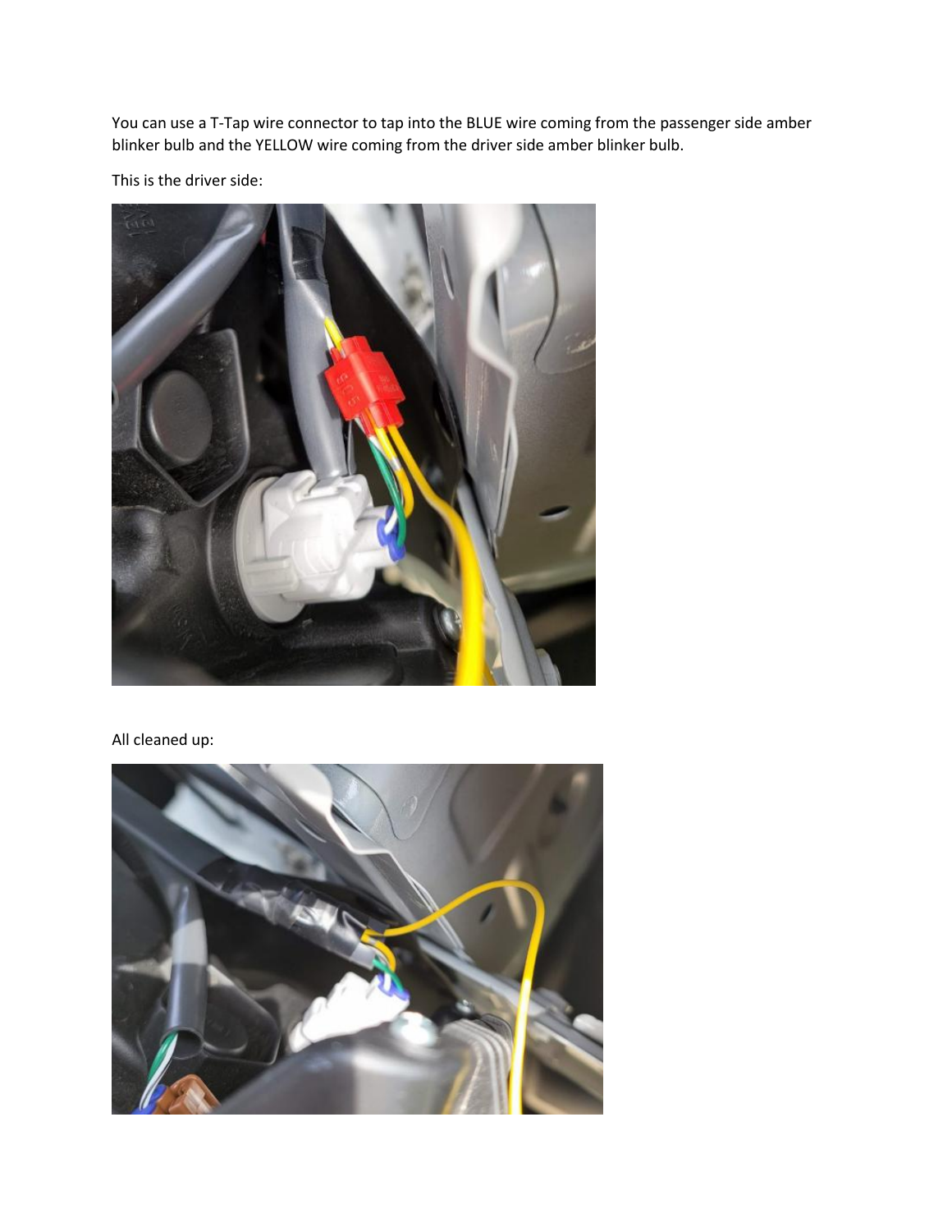You can use a T-Tap wire connector to tap into the BLUE wire coming from the passenger side amber blinker bulb and the YELLOW wire coming from the driver side amber blinker bulb.

This is the driver side:

All cleaned up: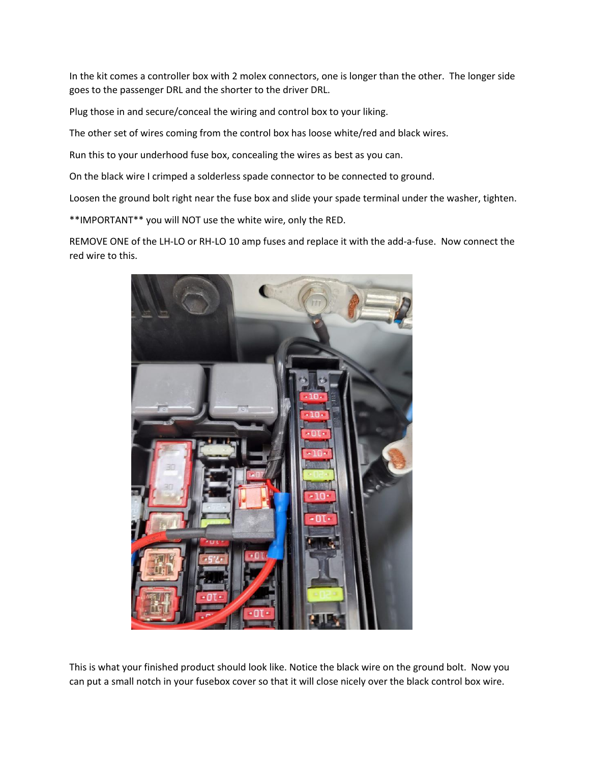In the kit comes a controller box with 2 molex connectors, one is longer than the other. The longer side goes to the passenger DRL and the shorter to the driver DRL.

Plug those in and secure/conceal the wiring and control box to your liking.

The other set of wires coming from the control box has loose white/red and black wires.

Run this to your underhood fuse box, concealing the wires as best as you can.

On the black wire I crimped a solderless spade connector to be connected to ground.

Loosen the ground bolt right near the fuse box and slide your spade terminal under the washer, tighten.

**IMPORTANT** you will NOT use the white wire, only the RED.

REMOVE ONE of the LH-LO or RH-LO 10 amp fuses and replace it with the add-a-fuse. Now connect the red wire to this.

This is what your finished product should look like. Notice the black wire on the ground bolt. Now you can put a small notch in your fusebox cover so that it will close nicely over the black control box wire.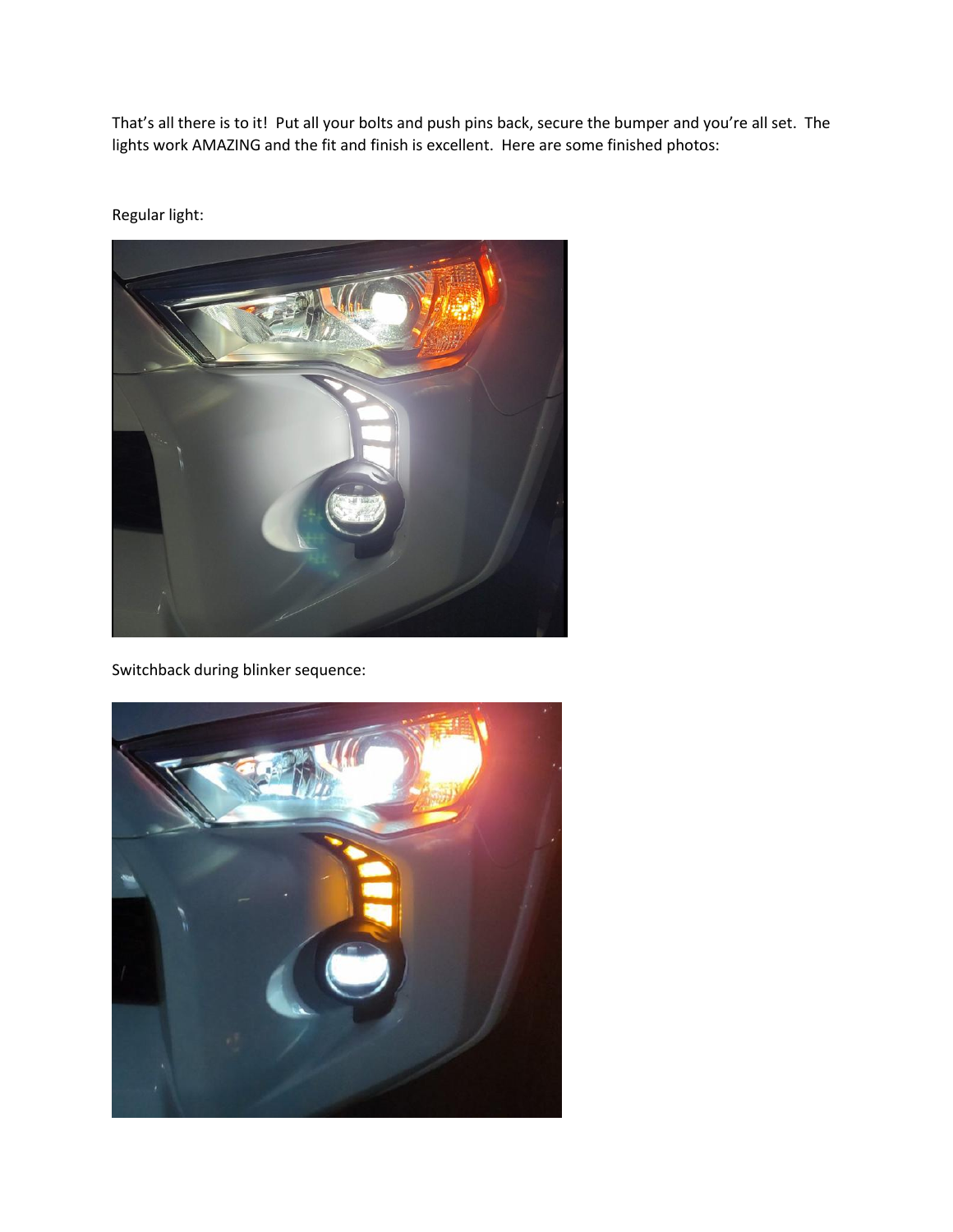That's all there is to it! Put all your bolts and push pins back, secure the bumper and you're all set. The lights work AMAZING and the fit and finish is excellent. Here are some finished photos:

Regular light:

Switchback during blinker sequence: